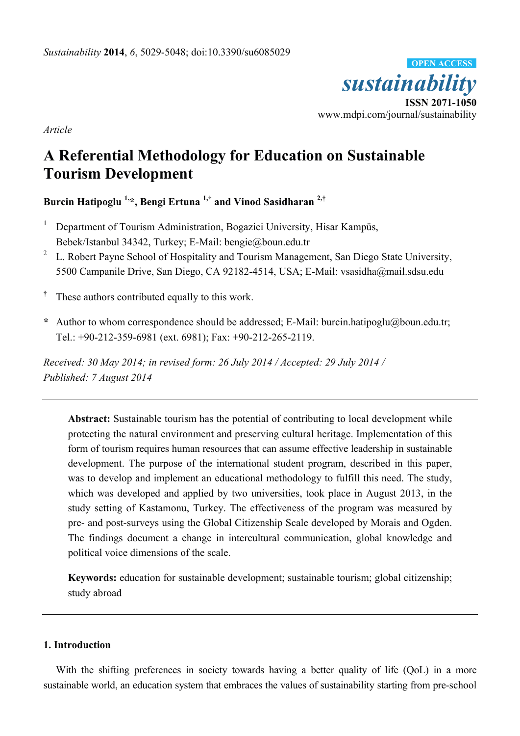Article

# A Referential Methodology for Education on Sustainable Tourism Development

**Burcin Hatipoglu [1,*], Bengi Ertuna [1,†] and Vinod Sasidharan [2,†]**

[1] Department of Tourism Administration, Bogazici University, Hisar Kampüs, Bebek/Istanbul 34342, Turkey; E-Mail: bengie@boun.edu.tr

[2] L. Robert Payne School of Hospitality and Tourism Management, San Diego State University, 5500 Campanile Drive, San Diego, CA 92182-4514, USA; E-Mail: vsasidha@mail.sdsu.edu

[†] These authors contributed equally to this work.

[*] Author to whom correspondence should be addressed; E-Mail: burcin.hatipoglu@boun.edu.tr; Tel.: +90-212-359-6981 (ext. 6981); Fax: +90-212-265-2119.

*Received: 30 May 2014; in revised form: 26 July 2014 / Accepted: 29 July 2014 / Published: 7 August 2014*

**Abstract:** Sustainable tourism has the potential of contributing to local development while protecting the natural environment and preserving cultural heritage. Implementation of this form of tourism requires human resources that can assume effective leadership in sustainable development. The purpose of the international student program, described in this paper, was to develop and implement an educational methodology to fulfill this need. The study, which was developed and applied by two universities, took place in August 2013, in the study setting of Kastamonu, Turkey. The effectiveness of the program was measured by pre- and post-surveys using the Global Citizenship Scale developed by Morais and Ogden. The findings document a change in intercultural communication, global knowledge and political voice dimensions of the scale.

**Keywords:** education for sustainable development; sustainable tourism; global citizenship; study abroad

## 1. Introduction

With the shifting preferences in society towards having a better quality of life (QoL) in a more sustainable world, an education system that embraces the values of sustainability starting from pre-school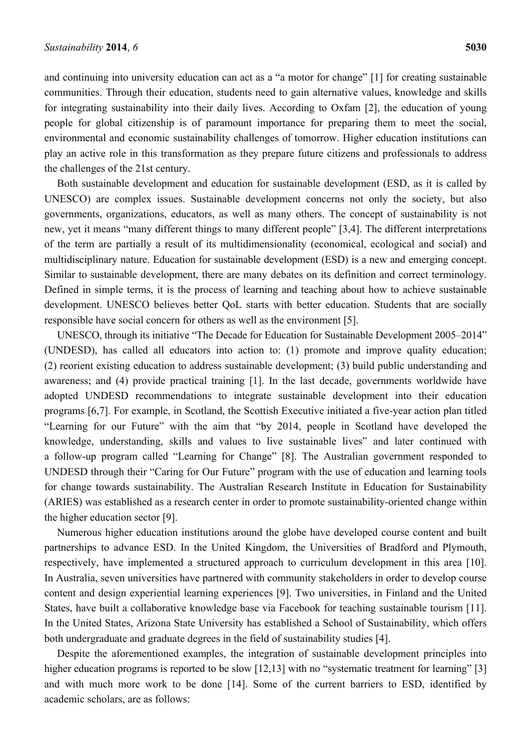and continuing into university education can act as a "a motor for change" [1] for creating sustainable communities. Through their education, students need to gain alternative values, knowledge and skills for integrating sustainability into their daily lives. According to Oxfam [2], the education of young people for global citizenship is of paramount importance for preparing them to meet the social, environmental and economic sustainability challenges of tomorrow. Higher education institutions can play an active role in this transformation as they prepare future citizens and professionals to address the challenges of the 21st century.

Both sustainable development and education for sustainable development (ESD, as it is called by UNESCO) are complex issues. Sustainable development concerns not only the society, but also governments, organizations, educators, as well as many others. The concept of sustainability is not new, yet it means "many different things to many different people" [3,4]. The different interpretations of the term are partially a result of its multidimensionality (economical, ecological and social) and multidisciplinary nature. Education for sustainable development (ESD) is a new and emerging concept. Similar to sustainable development, there are many debates on its definition and correct terminology. Defined in simple terms, it is the process of learning and teaching about how to achieve sustainable development. UNESCO believes better QoL starts with better education. Students that are socially responsible have social concern for others as well as the environment [5].

UNESCO, through its initiative "The Decade for Education for Sustainable Development 2005–2014" (UNDESD), has called all educators into action to: (1) promote and improve quality education; (2) reorient existing education to address sustainable development; (3) build public understanding and awareness; and (4) provide practical training [1]. In the last decade, governments worldwide have adopted UNDESD recommendations to integrate sustainable development into their education programs [6,7]. For example, in Scotland, the Scottish Executive initiated a five-year action plan titled "Learning for our Future" with the aim that "by 2014, people in Scotland have developed the knowledge, understanding, skills and values to live sustainable lives" and later continued with a follow-up program called "Learning for Change" [8]. The Australian government responded to UNDESD through their "Caring for Our Future" program with the use of education and learning tools for change towards sustainability. The Australian Research Institute in Education for Sustainability (ARIES) was established as a research center in order to promote sustainability-oriented change within the higher education sector [9].

Numerous higher education institutions around the globe have developed course content and built partnerships to advance ESD. In the United Kingdom, the Universities of Bradford and Plymouth, respectively, have implemented a structured approach to curriculum development in this area [10]. In Australia, seven universities have partnered with community stakeholders in order to develop course content and design experiential learning experiences [9]. Two universities, in Finland and the United States, have built a collaborative knowledge base via Facebook for teaching sustainable tourism [11]. In the United States, Arizona State University has established a School of Sustainability, which offers both undergraduate and graduate degrees in the field of sustainability studies [4].

Despite the aforementioned examples, the integration of sustainable development principles into higher education programs is reported to be slow [12,13] with no "systematic treatment for learning" [3] and with much more work to be done [14]. Some of the current barriers to ESD, identified by academic scholars, are as follows: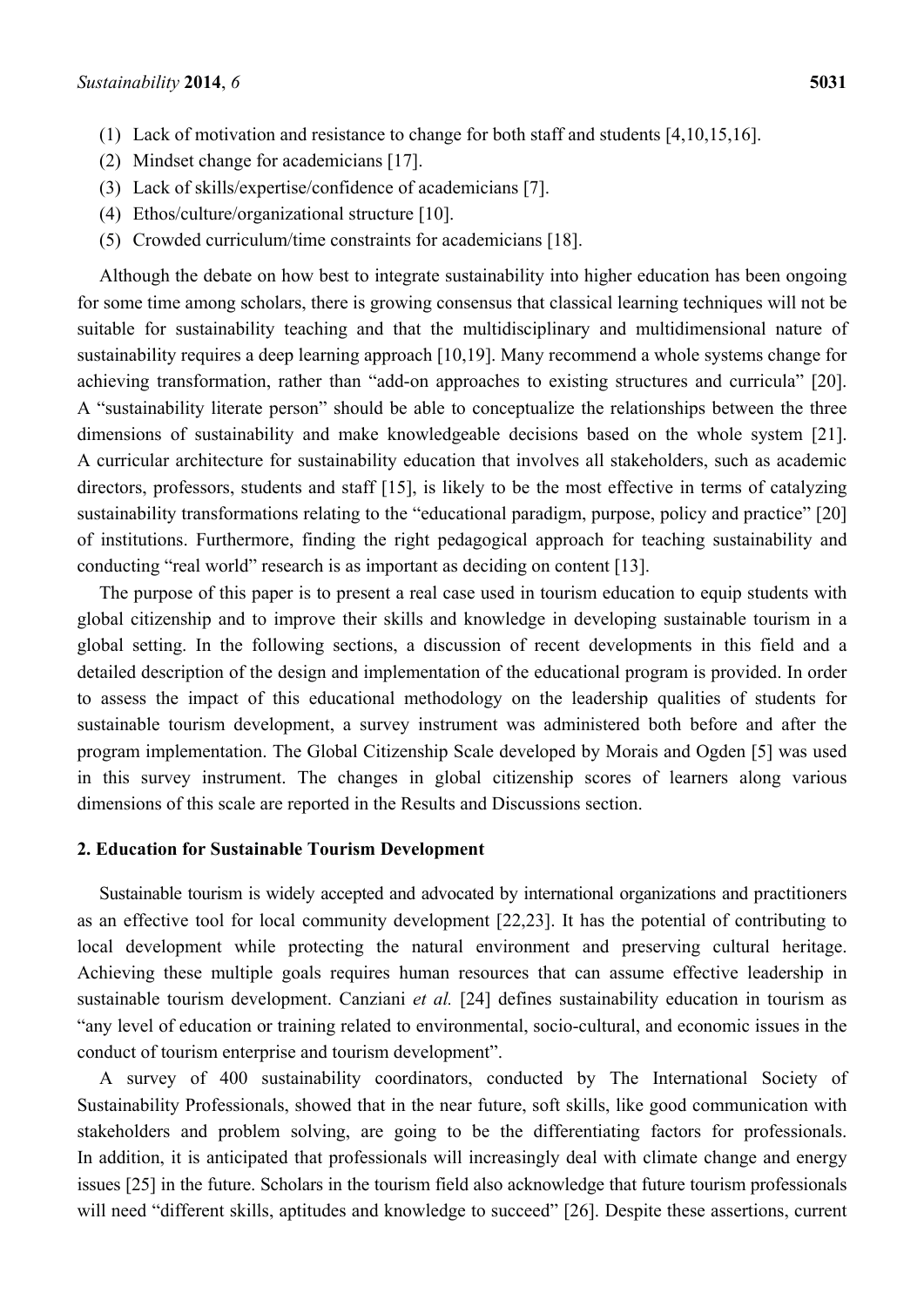(1) Lack of motivation and resistance to change for both staff and students [4,10,15,16].
(2) Mindset change for academicians [17].
(3) Lack of skills/expertise/confidence of academicians [7].
(4) Ethos/culture/organizational structure [10].
(5) Crowded curriculum/time constraints for academicians [18].

Although the debate on how best to integrate sustainability into higher education has been ongoing for some time among scholars, there is growing consensus that classical learning techniques will not be suitable for sustainability teaching and that the multidisciplinary and multidimensional nature of sustainability requires a deep learning approach [10,19]. Many recommend a whole systems change for achieving transformation, rather than "add-on approaches to existing structures and curricula" [20]. A "sustainability literate person" should be able to conceptualize the relationships between the three dimensions of sustainability and make knowledgeable decisions based on the whole system [21]. A curricular architecture for sustainability education that involves all stakeholders, such as academic directors, professors, students and staff [15], is likely to be the most effective in terms of catalyzing sustainability transformations relating to the "educational paradigm, purpose, policy and practice" [20] of institutions. Furthermore, finding the right pedagogical approach for teaching sustainability and conducting "real world" research is as important as deciding on content [13].

The purpose of this paper is to present a real case used in tourism education to equip students with global citizenship and to improve their skills and knowledge in developing sustainable tourism in a global setting. In the following sections, a discussion of recent developments in this field and a detailed description of the design and implementation of the educational program is provided. In order to assess the impact of this educational methodology on the leadership qualities of students for sustainable tourism development, a survey instrument was administered both before and after the program implementation. The Global Citizenship Scale developed by Morais and Ogden [5] was used in this survey instrument. The changes in global citizenship scores of learners along various dimensions of this scale are reported in the Results and Discussions section.

## 2. Education for Sustainable Tourism Development

Sustainable tourism is widely accepted and advocated by international organizations and practitioners as an effective tool for local community development [22,23]. It has the potential of contributing to local development while protecting the natural environment and preserving cultural heritage. Achieving these multiple goals requires human resources that can assume effective leadership in sustainable tourism development. Canziani *et al.* [24] defines sustainability education in tourism as "any level of education or training related to environmental, socio-cultural, and economic issues in the conduct of tourism enterprise and tourism development".

A survey of 400 sustainability coordinators, conducted by The International Society of Sustainability Professionals, showed that in the near future, soft skills, like good communication with stakeholders and problem solving, are going to be the differentiating factors for professionals. In addition, it is anticipated that professionals will increasingly deal with climate change and energy issues [25] in the future. Scholars in the tourism field also acknowledge that future tourism professionals will need "different skills, aptitudes and knowledge to succeed" [26]. Despite these assertions, current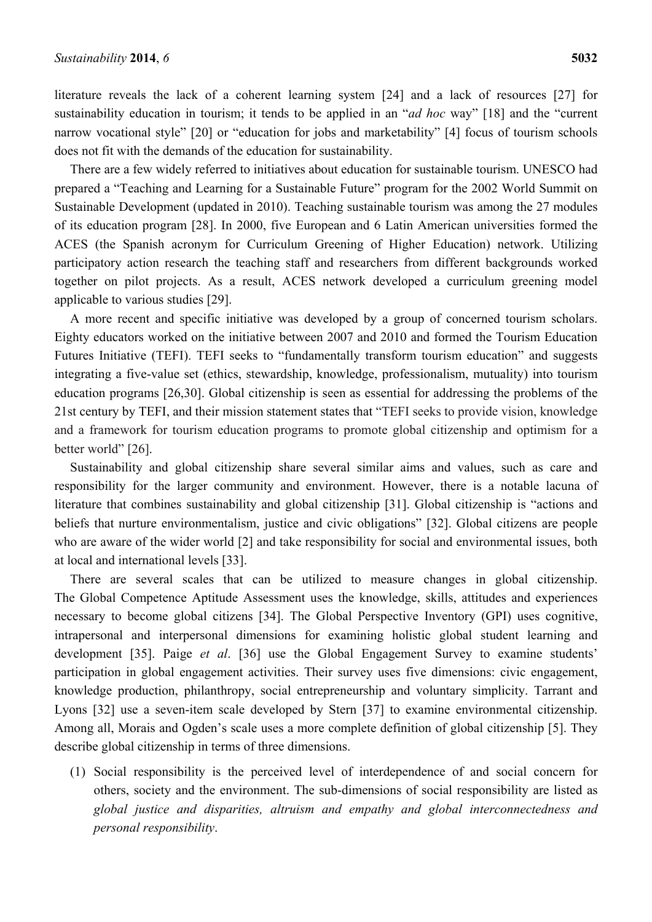literature reveals the lack of a coherent learning system [24] and a lack of resources [27] for sustainability education in tourism; it tends to be applied in an "*ad hoc* way" [18] and the "current narrow vocational style" [20] or "education for jobs and marketability" [4] focus of tourism schools does not fit with the demands of the education for sustainability.

There are a few widely referred to initiatives about education for sustainable tourism. UNESCO had prepared a "Teaching and Learning for a Sustainable Future" program for the 2002 World Summit on Sustainable Development (updated in 2010). Teaching sustainable tourism was among the 27 modules of its education program [28]. In 2000, five European and 6 Latin American universities formed the ACES (the Spanish acronym for Curriculum Greening of Higher Education) network. Utilizing participatory action research the teaching staff and researchers from different backgrounds worked together on pilot projects. As a result, ACES network developed a curriculum greening model applicable to various studies [29].

A more recent and specific initiative was developed by a group of concerned tourism scholars. Eighty educators worked on the initiative between 2007 and 2010 and formed the Tourism Education Futures Initiative (TEFI). TEFI seeks to "fundamentally transform tourism education" and suggests integrating a five-value set (ethics, stewardship, knowledge, professionalism, mutuality) into tourism education programs [26,30]. Global citizenship is seen as essential for addressing the problems of the 21st century by TEFI, and their mission statement states that "TEFI seeks to provide vision, knowledge and a framework for tourism education programs to promote global citizenship and optimism for a better world" [26].

Sustainability and global citizenship share several similar aims and values, such as care and responsibility for the larger community and environment. However, there is a notable lacuna of literature that combines sustainability and global citizenship [31]. Global citizenship is "actions and beliefs that nurture environmentalism, justice and civic obligations" [32]. Global citizens are people who are aware of the wider world [2] and take responsibility for social and environmental issues, both at local and international levels [33].

There are several scales that can be utilized to measure changes in global citizenship. The Global Competence Aptitude Assessment uses the knowledge, skills, attitudes and experiences necessary to become global citizens [34]. The Global Perspective Inventory (GPI) uses cognitive, intrapersonal and interpersonal dimensions for examining holistic global student learning and development [35]. Paige *et al*. [36] use the Global Engagement Survey to examine students' participation in global engagement activities. Their survey uses five dimensions: civic engagement, knowledge production, philanthropy, social entrepreneurship and voluntary simplicity. Tarrant and Lyons [32] use a seven-item scale developed by Stern [37] to examine environmental citizenship. Among all, Morais and Ogden's scale uses a more complete definition of global citizenship [5]. They describe global citizenship in terms of three dimensions.

(1) Social responsibility is the perceived level of interdependence of and social concern for others, society and the environment. The sub-dimensions of social responsibility are listed as *global justice and disparities, altruism and empathy and global interconnectedness and personal responsibility*.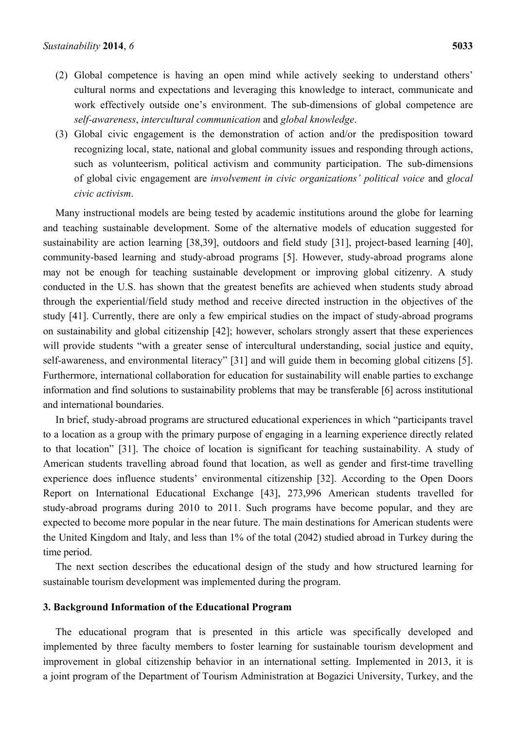(2) Global competence is having an open mind while actively seeking to understand others' cultural norms and expectations and leveraging this knowledge to interact, communicate and work effectively outside one's environment. The sub-dimensions of global competence are *self-awareness*, *intercultural communication* and *global knowledge*.

(3) Global civic engagement is the demonstration of action and/or the predisposition toward recognizing local, state, national and global community issues and responding through actions, such as volunteerism, political activism and community participation. The sub-dimensions of global civic engagement are *involvement in civic organizations' political voice* and *glocal civic activism*.

Many instructional models are being tested by academic institutions around the globe for learning and teaching sustainable development. Some of the alternative models of education suggested for sustainability are action learning [38,39], outdoors and field study [31], project-based learning [40], community-based learning and study-abroad programs [5]. However, study-abroad programs alone may not be enough for teaching sustainable development or improving global citizenry. A study conducted in the U.S. has shown that the greatest benefits are achieved when students study abroad through the experiential/field study method and receive directed instruction in the objectives of the study [41]. Currently, there are only a few empirical studies on the impact of study-abroad programs on sustainability and global citizenship [42]; however, scholars strongly assert that these experiences will provide students "with a greater sense of intercultural understanding, social justice and equity, self-awareness, and environmental literacy" [31] and will guide them in becoming global citizens [5]. Furthermore, international collaboration for education for sustainability will enable parties to exchange information and find solutions to sustainability problems that may be transferable [6] across institutional and international boundaries.

In brief, study-abroad programs are structured educational experiences in which "participants travel to a location as a group with the primary purpose of engaging in a learning experience directly related to that location" [31]. The choice of location is significant for teaching sustainability. A study of American students travelling abroad found that location, as well as gender and first-time travelling experience does influence students' environmental citizenship [32]. According to the Open Doors Report on International Educational Exchange [43], 273,996 American students travelled for study-abroad programs during 2010 to 2011. Such programs have become popular, and they are expected to become more popular in the near future. The main destinations for American students were the United Kingdom and Italy, and less than 1% of the total (2042) studied abroad in Turkey during the time period.

The next section describes the educational design of the study and how structured learning for sustainable tourism development was implemented during the program.

## 3. Background Information of the Educational Program

The educational program that is presented in this article was specifically developed and implemented by three faculty members to foster learning for sustainable tourism development and improvement in global citizenship behavior in an international setting. Implemented in 2013, it is a joint program of the Department of Tourism Administration at Bogazici University, Turkey, and the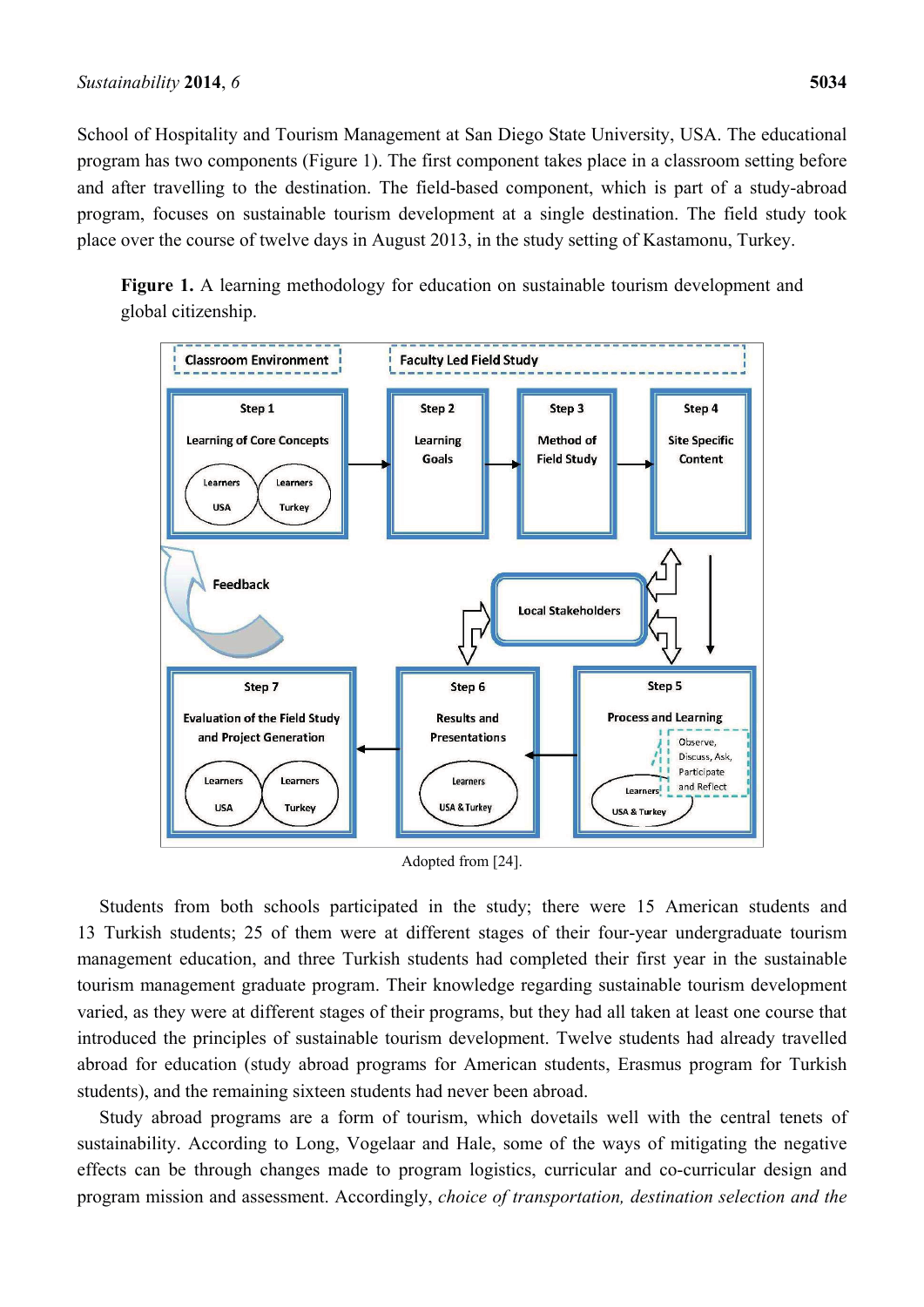School of Hospitality and Tourism Management at San Diego State University, USA. The educational program has two components (Figure 1). The first component takes place in a classroom setting before and after travelling to the destination. The field-based component, which is part of a study-abroad program, focuses on sustainable tourism development at a single destination. The field study took place over the course of twelve days in August 2013, in the study setting of Kastamonu, Turkey.

**Figure 1.** A learning methodology for education on sustainable tourism development and global citizenship.

Adopted from [24].

Students from both schools participated in the study; there were 15 American students and 13 Turkish students; 25 of them were at different stages of their four-year undergraduate tourism management education, and three Turkish students had completed their first year in the sustainable tourism management graduate program. Their knowledge regarding sustainable tourism development varied, as they were at different stages of their programs, but they had all taken at least one course that introduced the principles of sustainable tourism development. Twelve students had already travelled abroad for education (study abroad programs for American students, Erasmus program for Turkish students), and the remaining sixteen students had never been abroad.

Study abroad programs are a form of tourism, which dovetails well with the central tenets of sustainability. According to Long, Vogelaar and Hale, some of the ways of mitigating the negative effects can be through changes made to program logistics, curricular and co-curricular design and program mission and assessment. Accordingly, *choice of transportation, destination selection and the*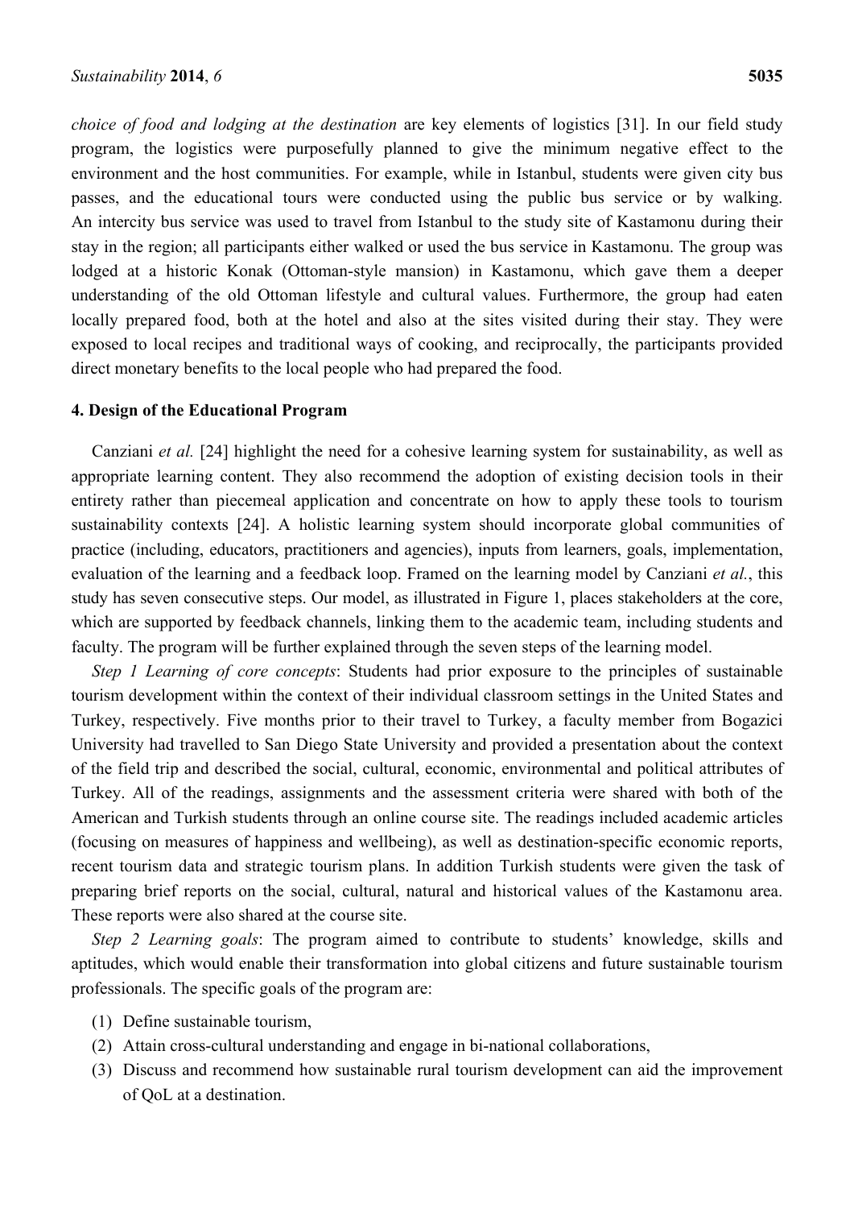*choice of food and lodging at the destination* are key elements of logistics [31]. In our field study program, the logistics were purposefully planned to give the minimum negative effect to the environment and the host communities. For example, while in Istanbul, students were given city bus passes, and the educational tours were conducted using the public bus service or by walking. An intercity bus service was used to travel from Istanbul to the study site of Kastamonu during their stay in the region; all participants either walked or used the bus service in Kastamonu. The group was lodged at a historic Konak (Ottoman-style mansion) in Kastamonu, which gave them a deeper understanding of the old Ottoman lifestyle and cultural values. Furthermore, the group had eaten locally prepared food, both at the hotel and also at the sites visited during their stay. They were exposed to local recipes and traditional ways of cooking, and reciprocally, the participants provided direct monetary benefits to the local people who had prepared the food.

## 4. Design of the Educational Program

Canziani *et al.* [24] highlight the need for a cohesive learning system for sustainability, as well as appropriate learning content. They also recommend the adoption of existing decision tools in their entirety rather than piecemeal application and concentrate on how to apply these tools to tourism sustainability contexts [24]. A holistic learning system should incorporate global communities of practice (including, educators, practitioners and agencies), inputs from learners, goals, implementation, evaluation of the learning and a feedback loop. Framed on the learning model by Canziani *et al.*, this study has seven consecutive steps. Our model, as illustrated in Figure 1, places stakeholders at the core, which are supported by feedback channels, linking them to the academic team, including students and faculty. The program will be further explained through the seven steps of the learning model.

*Step 1 Learning of core concepts*: Students had prior exposure to the principles of sustainable tourism development within the context of their individual classroom settings in the United States and Turkey, respectively. Five months prior to their travel to Turkey, a faculty member from Bogazici University had travelled to San Diego State University and provided a presentation about the context of the field trip and described the social, cultural, economic, environmental and political attributes of Turkey. All of the readings, assignments and the assessment criteria were shared with both of the American and Turkish students through an online course site. The readings included academic articles (focusing on measures of happiness and wellbeing), as well as destination-specific economic reports, recent tourism data and strategic tourism plans. In addition Turkish students were given the task of preparing brief reports on the social, cultural, natural and historical values of the Kastamonu area. These reports were also shared at the course site.

*Step 2 Learning goals*: The program aimed to contribute to students' knowledge, skills and aptitudes, which would enable their transformation into global citizens and future sustainable tourism professionals. The specific goals of the program are:

(1) Define sustainable tourism,
(2) Attain cross-cultural understanding and engage in bi-national collaborations,
(3) Discuss and recommend how sustainable rural tourism development can aid the improvement of QoL at a destination.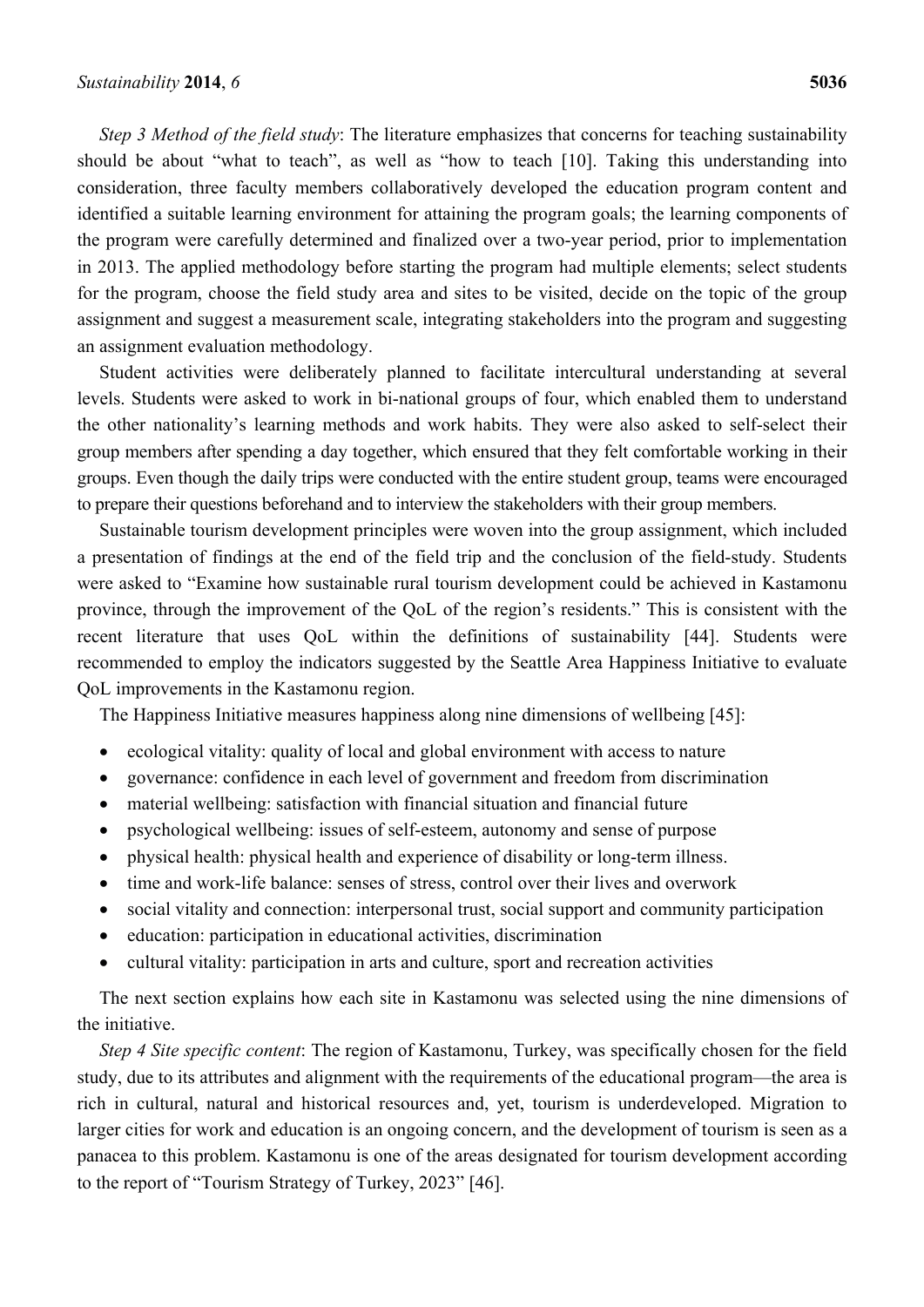*Step 3 Method of the field study*: The literature emphasizes that concerns for teaching sustainability should be about "what to teach", as well as "how to teach [10]. Taking this understanding into consideration, three faculty members collaboratively developed the education program content and identified a suitable learning environment for attaining the program goals; the learning components of the program were carefully determined and finalized over a two-year period, prior to implementation in 2013. The applied methodology before starting the program had multiple elements; select students for the program, choose the field study area and sites to be visited, decide on the topic of the group assignment and suggest a measurement scale, integrating stakeholders into the program and suggesting an assignment evaluation methodology.

Student activities were deliberately planned to facilitate intercultural understanding at several levels. Students were asked to work in bi-national groups of four, which enabled them to understand the other nationality's learning methods and work habits. They were also asked to self-select their group members after spending a day together, which ensured that they felt comfortable working in their groups. Even though the daily trips were conducted with the entire student group, teams were encouraged to prepare their questions beforehand and to interview the stakeholders with their group members.

Sustainable tourism development principles were woven into the group assignment, which included a presentation of findings at the end of the field trip and the conclusion of the field-study. Students were asked to "Examine how sustainable rural tourism development could be achieved in Kastamonu province, through the improvement of the QoL of the region's residents." This is consistent with the recent literature that uses QoL within the definitions of sustainability [44]. Students were recommended to employ the indicators suggested by the Seattle Area Happiness Initiative to evaluate QoL improvements in the Kastamonu region.

The Happiness Initiative measures happiness along nine dimensions of wellbeing [45]:

- ecological vitality: quality of local and global environment with access to nature
- governance: confidence in each level of government and freedom from discrimination
- material wellbeing: satisfaction with financial situation and financial future
- psychological wellbeing: issues of self-esteem, autonomy and sense of purpose
- physical health: physical health and experience of disability or long-term illness.
- time and work-life balance: senses of stress, control over their lives and overwork
- social vitality and connection: interpersonal trust, social support and community participation
- education: participation in educational activities, discrimination
- cultural vitality: participation in arts and culture, sport and recreation activities

The next section explains how each site in Kastamonu was selected using the nine dimensions of the initiative.

*Step 4 Site specific content*: The region of Kastamonu, Turkey, was specifically chosen for the field study, due to its attributes and alignment with the requirements of the educational program—the area is rich in cultural, natural and historical resources and, yet, tourism is underdeveloped. Migration to larger cities for work and education is an ongoing concern, and the development of tourism is seen as a panacea to this problem. Kastamonu is one of the areas designated for tourism development according to the report of "Tourism Strategy of Turkey, 2023" [46].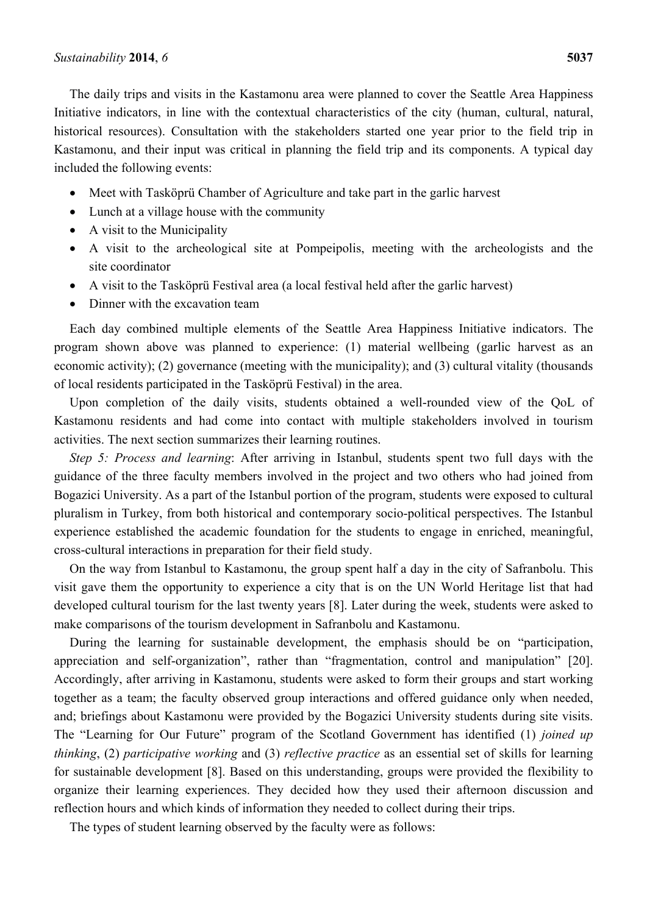The daily trips and visits in the Kastamonu area were planned to cover the Seattle Area Happiness Initiative indicators, in line with the contextual characteristics of the city (human, cultural, natural, historical resources). Consultation with the stakeholders started one year prior to the field trip in Kastamonu, and their input was critical in planning the field trip and its components. A typical day included the following events:

- Meet with Tasköprü Chamber of Agriculture and take part in the garlic harvest
- Lunch at a village house with the community
- A visit to the Municipality
- A visit to the archeological site at Pompeipolis, meeting with the archeologists and the site coordinator
- A visit to the Tasköprü Festival area (a local festival held after the garlic harvest)
- Dinner with the excavation team

Each day combined multiple elements of the Seattle Area Happiness Initiative indicators. The program shown above was planned to experience: (1) material wellbeing (garlic harvest as an economic activity); (2) governance (meeting with the municipality); and (3) cultural vitality (thousands of local residents participated in the Tasköprü Festival) in the area.

Upon completion of the daily visits, students obtained a well-rounded view of the QoL of Kastamonu residents and had come into contact with multiple stakeholders involved in tourism activities. The next section summarizes their learning routines.

*Step 5: Process and learning*: After arriving in Istanbul, students spent two full days with the guidance of the three faculty members involved in the project and two others who had joined from Bogazici University. As a part of the Istanbul portion of the program, students were exposed to cultural pluralism in Turkey, from both historical and contemporary socio-political perspectives. The Istanbul experience established the academic foundation for the students to engage in enriched, meaningful, cross-cultural interactions in preparation for their field study.

On the way from Istanbul to Kastamonu, the group spent half a day in the city of Safranbolu. This visit gave them the opportunity to experience a city that is on the UN World Heritage list that had developed cultural tourism for the last twenty years [8]. Later during the week, students were asked to make comparisons of the tourism development in Safranbolu and Kastamonu.

During the learning for sustainable development, the emphasis should be on "participation, appreciation and self-organization", rather than "fragmentation, control and manipulation" [20]. Accordingly, after arriving in Kastamonu, students were asked to form their groups and start working together as a team; the faculty observed group interactions and offered guidance only when needed, and; briefings about Kastamonu were provided by the Bogazici University students during site visits. The "Learning for Our Future" program of the Scotland Government has identified (1) *joined up thinking*, (2) *participative working* and (3) *reflective practice* as an essential set of skills for learning for sustainable development [8]. Based on this understanding, groups were provided the flexibility to organize their learning experiences. They decided how they used their afternoon discussion and reflection hours and which kinds of information they needed to collect during their trips.

The types of student learning observed by the faculty were as follows: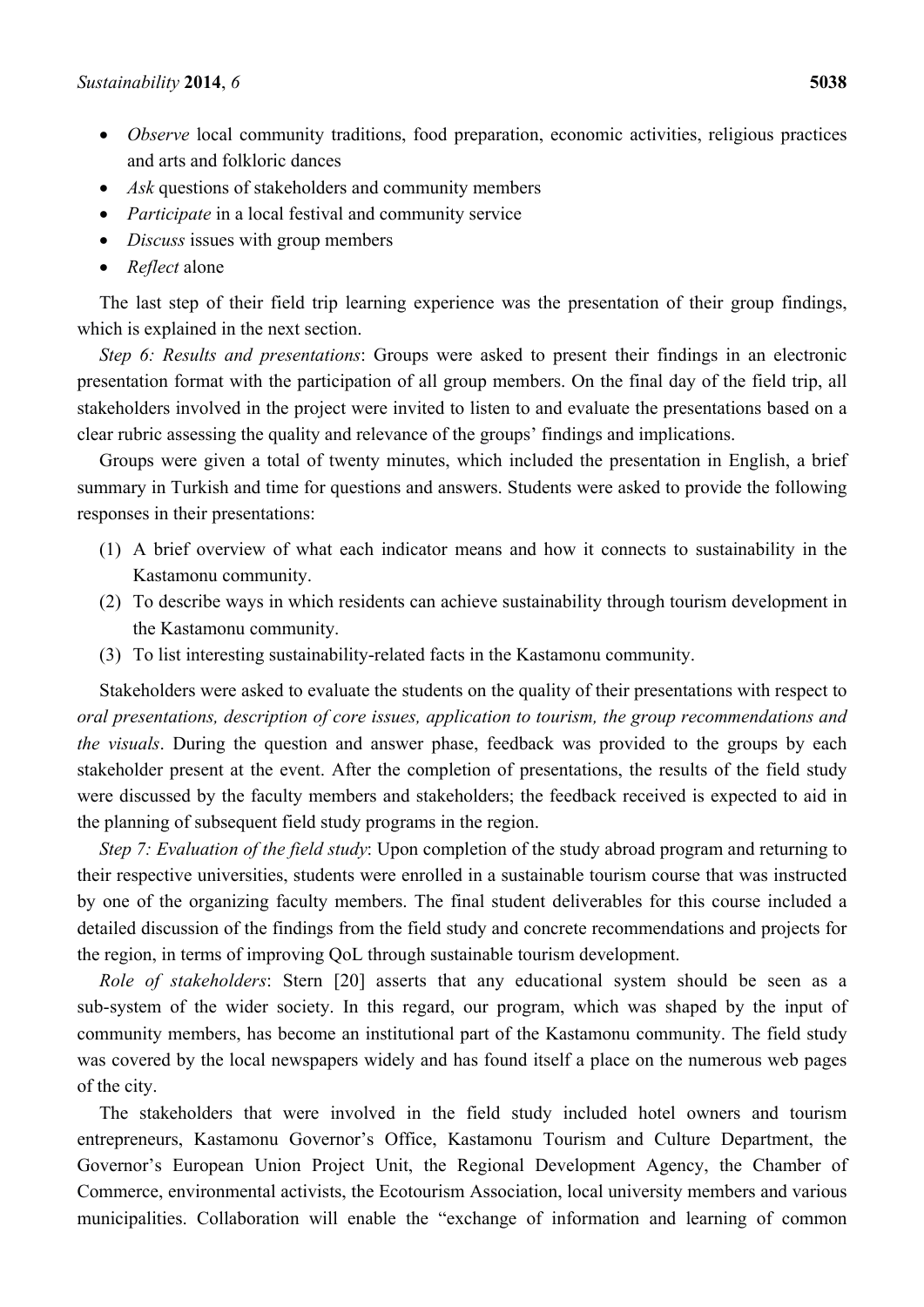- *Observe* local community traditions, food preparation, economic activities, religious practices and arts and folkloric dances
- *Ask* questions of stakeholders and community members
- *Participate* in a local festival and community service
- *Discuss* issues with group members
- *Reflect* alone

The last step of their field trip learning experience was the presentation of their group findings, which is explained in the next section.

*Step 6: Results and presentations*: Groups were asked to present their findings in an electronic presentation format with the participation of all group members. On the final day of the field trip, all stakeholders involved in the project were invited to listen to and evaluate the presentations based on a clear rubric assessing the quality and relevance of the groups' findings and implications.

Groups were given a total of twenty minutes, which included the presentation in English, a brief summary in Turkish and time for questions and answers. Students were asked to provide the following responses in their presentations:

(1) A brief overview of what each indicator means and how it connects to sustainability in the Kastamonu community.
(2) To describe ways in which residents can achieve sustainability through tourism development in the Kastamonu community.
(3) To list interesting sustainability-related facts in the Kastamonu community.

Stakeholders were asked to evaluate the students on the quality of their presentations with respect to *oral presentations, description of core issues, application to tourism, the group recommendations and the visuals*. During the question and answer phase, feedback was provided to the groups by each stakeholder present at the event. After the completion of presentations, the results of the field study were discussed by the faculty members and stakeholders; the feedback received is expected to aid in the planning of subsequent field study programs in the region.

*Step 7: Evaluation of the field study*: Upon completion of the study abroad program and returning to their respective universities, students were enrolled in a sustainable tourism course that was instructed by one of the organizing faculty members. The final student deliverables for this course included a detailed discussion of the findings from the field study and concrete recommendations and projects for the region, in terms of improving QoL through sustainable tourism development.

*Role of stakeholders*: Stern [20] asserts that any educational system should be seen as a sub-system of the wider society. In this regard, our program, which was shaped by the input of community members, has become an institutional part of the Kastamonu community. The field study was covered by the local newspapers widely and has found itself a place on the numerous web pages of the city.

The stakeholders that were involved in the field study included hotel owners and tourism entrepreneurs, Kastamonu Governor's Office, Kastamonu Tourism and Culture Department, the Governor's European Union Project Unit, the Regional Development Agency, the Chamber of Commerce, environmental activists, the Ecotourism Association, local university members and various municipalities. Collaboration will enable the "exchange of information and learning of common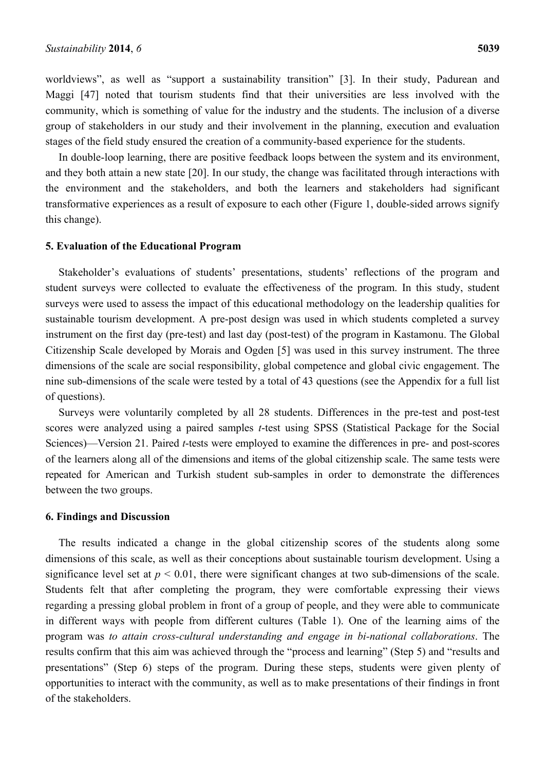worldviews", as well as "support a sustainability transition" [3]. In their study, Padurean and Maggi [47] noted that tourism students find that their universities are less involved with the community, which is something of value for the industry and the students. The inclusion of a diverse group of stakeholders in our study and their involvement in the planning, execution and evaluation stages of the field study ensured the creation of a community-based experience for the students.

In double-loop learning, there are positive feedback loops between the system and its environment, and they both attain a new state [20]. In our study, the change was facilitated through interactions with the environment and the stakeholders, and both the learners and stakeholders had significant transformative experiences as a result of exposure to each other (Figure 1, double-sided arrows signify this change).

## 5. Evaluation of the Educational Program

Stakeholder's evaluations of students' presentations, students' reflections of the program and student surveys were collected to evaluate the effectiveness of the program. In this study, student surveys were used to assess the impact of this educational methodology on the leadership qualities for sustainable tourism development. A pre-post design was used in which students completed a survey instrument on the first day (pre-test) and last day (post-test) of the program in Kastamonu. The Global Citizenship Scale developed by Morais and Ogden [5] was used in this survey instrument. The three dimensions of the scale are social responsibility, global competence and global civic engagement. The nine sub-dimensions of the scale were tested by a total of 43 questions (see the Appendix for a full list of questions).

Surveys were voluntarily completed by all 28 students. Differences in the pre-test and post-test scores were analyzed using a paired samples *t*-test using SPSS (Statistical Package for the Social Sciences)—Version 21. Paired *t*-tests were employed to examine the differences in pre- and post-scores of the learners along all of the dimensions and items of the global citizenship scale. The same tests were repeated for American and Turkish student sub-samples in order to demonstrate the differences between the two groups.

## 6. Findings and Discussion

The results indicated a change in the global citizenship scores of the students along some dimensions of this scale, as well as their conceptions about sustainable tourism development. Using a significance level set at $p < 0.01$, there were significant changes at two sub-dimensions of the scale. Students felt that after completing the program, they were comfortable expressing their views regarding a pressing global problem in front of a group of people, and they were able to communicate in different ways with people from different cultures (Table 1). One of the learning aims of the program was *to attain cross-cultural understanding and engage in bi-national collaborations*. The results confirm that this aim was achieved through the "process and learning" (Step 5) and "results and presentations" (Step 6) steps of the program. During these steps, students were given plenty of opportunities to interact with the community, as well as to make presentations of their findings in front of the stakeholders.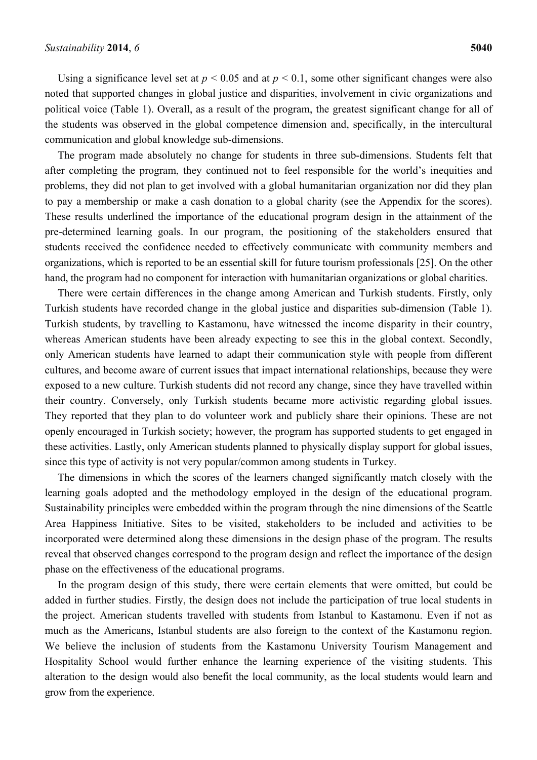Using a significance level set at $p < 0.05$ and at $p < 0.1$, some other significant changes were also noted that supported changes in global justice and disparities, involvement in civic organizations and political voice (Table 1). Overall, as a result of the program, the greatest significant change for all of the students was observed in the global competence dimension and, specifically, in the intercultural communication and global knowledge sub-dimensions.

The program made absolutely no change for students in three sub-dimensions. Students felt that after completing the program, they continued not to feel responsible for the world's inequities and problems, they did not plan to get involved with a global humanitarian organization nor did they plan to pay a membership or make a cash donation to a global charity (see the Appendix for the scores). These results underlined the importance of the educational program design in the attainment of the pre-determined learning goals. In our program, the positioning of the stakeholders ensured that students received the confidence needed to effectively communicate with community members and organizations, which is reported to be an essential skill for future tourism professionals [25]. On the other hand, the program had no component for interaction with humanitarian organizations or global charities.

There were certain differences in the change among American and Turkish students. Firstly, only Turkish students have recorded change in the global justice and disparities sub-dimension (Table 1). Turkish students, by travelling to Kastamonu, have witnessed the income disparity in their country, whereas American students have been already expecting to see this in the global context. Secondly, only American students have learned to adapt their communication style with people from different cultures, and become aware of current issues that impact international relationships, because they were exposed to a new culture. Turkish students did not record any change, since they have travelled within their country. Conversely, only Turkish students became more activistic regarding global issues. They reported that they plan to do volunteer work and publicly share their opinions. These are not openly encouraged in Turkish society; however, the program has supported students to get engaged in these activities. Lastly, only American students planned to physically display support for global issues, since this type of activity is not very popular/common among students in Turkey.

The dimensions in which the scores of the learners changed significantly match closely with the learning goals adopted and the methodology employed in the design of the educational program. Sustainability principles were embedded within the program through the nine dimensions of the Seattle Area Happiness Initiative. Sites to be visited, stakeholders to be included and activities to be incorporated were determined along these dimensions in the design phase of the program. The results reveal that observed changes correspond to the program design and reflect the importance of the design phase on the effectiveness of the educational programs.

In the program design of this study, there were certain elements that were omitted, but could be added in further studies. Firstly, the design does not include the participation of true local students in the project. American students travelled with students from Istanbul to Kastamonu. Even if not as much as the Americans, Istanbul students are also foreign to the context of the Kastamonu region. We believe the inclusion of students from the Kastamonu University Tourism Management and Hospitality School would further enhance the learning experience of the visiting students. This alteration to the design would also benefit the local community, as the local students would learn and grow from the experience.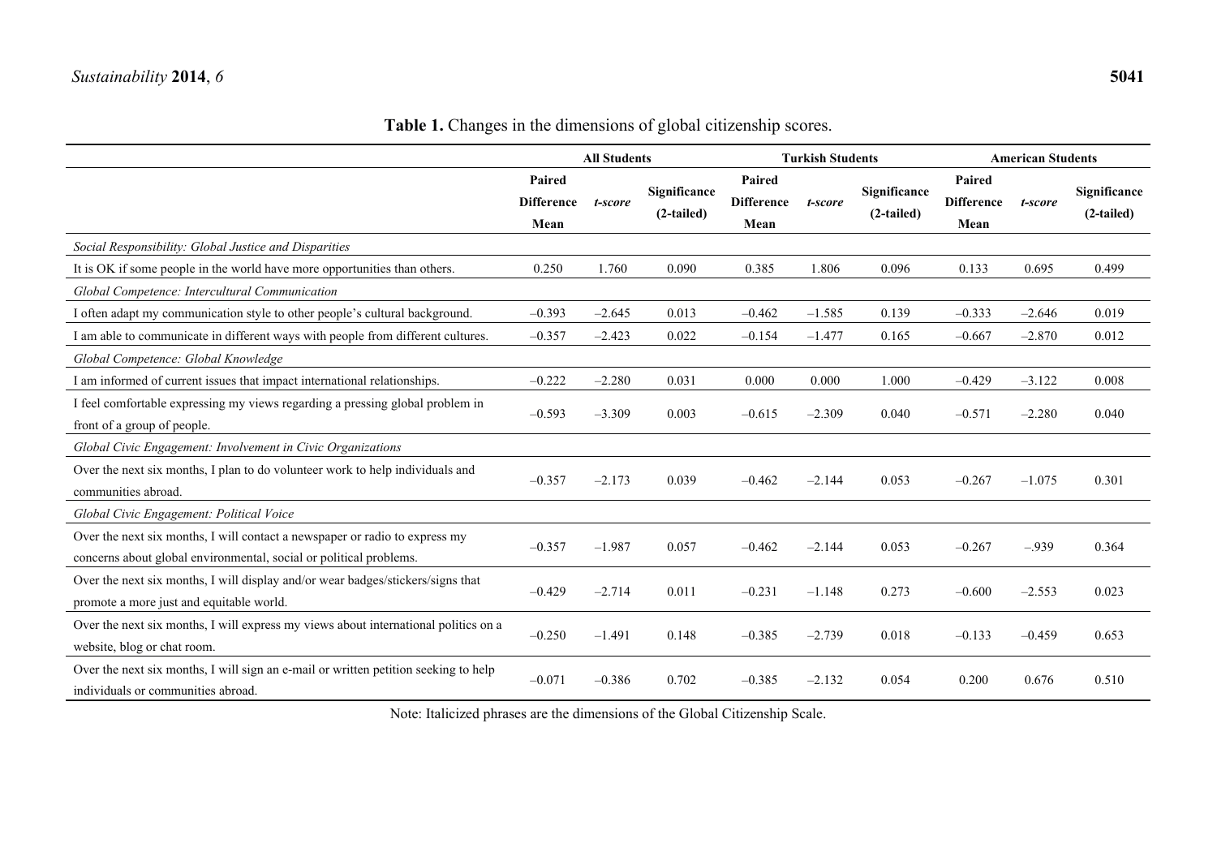**Table 1.** Changes in the dimensions of global citizenship scores.

| | All Students | | | Turkish Students | | | American Students | | |
|---|---|---|---|---|---|---|---|---|---|
| | Paired Difference Mean | *t-score* | Significance (2-tailed) | Paired Difference Mean | *t-score* | Significance (2-tailed) | Paired Difference Mean | *t-score* | Significance (2-tailed) |
| *Social Responsibility: Global Justice and Disparities* | | | | | | | | | |
| It is OK if some people in the world have more opportunities than others. | 0.250 | 1.760 | 0.090 | 0.385 | 1.806 | 0.096 | 0.133 | 0.695 | 0.499 |
| *Global Competence: Intercultural Communication* | | | | | | | | | |
| I often adapt my communication style to other people's cultural background. | −0.393 | −2.645 | 0.013 | −0.462 | −1.585 | 0.139 | −0.333 | −2.646 | 0.019 |
| I am able to communicate in different ways with people from different cultures. | −0.357 | −2.423 | 0.022 | −0.154 | −1.477 | 0.165 | −0.667 | −2.870 | 0.012 |
| *Global Competence: Global Knowledge* | | | | | | | | | |
| I am informed of current issues that impact international relationships. | −0.222 | −2.280 | 0.031 | 0.000 | 0.000 | 1.000 | −0.429 | −3.122 | 0.008 |
| I feel comfortable expressing my views regarding a pressing global problem in front of a group of people. | −0.593 | −3.309 | 0.003 | −0.615 | −2.309 | 0.040 | −0.571 | −2.280 | 0.040 |
| *Global Civic Engagement: Involvement in Civic Organizations* | | | | | | | | | |
| Over the next six months, I plan to do volunteer work to help individuals and communities abroad. | −0.357 | −2.173 | 0.039 | −0.462 | −2.144 | 0.053 | −0.267 | −1.075 | 0.301 |
| *Global Civic Engagement: Political Voice* | | | | | | | | | |
| Over the next six months, I will contact a newspaper or radio to express my concerns about global environmental, social or political problems. | −0.357 | −1.987 | 0.057 | −0.462 | −2.144 | 0.053 | −0.267 | −.939 | 0.364 |
| Over the next six months, I will display and/or wear badges/stickers/signs that promote a more just and equitable world. | −0.429 | −2.714 | 0.011 | −0.231 | −1.148 | 0.273 | −0.600 | −2.553 | 0.023 |
| Over the next six months, I will express my views about international politics on a website, blog or chat room. | −0.250 | −1.491 | 0.148 | −0.385 | −2.739 | 0.018 | −0.133 | −0.459 | 0.653 |
| Over the next six months, I will sign an e-mail or written petition seeking to help individuals or communities abroad. | −0.071 | −0.386 | 0.702 | −0.385 | −2.132 | 0.054 | 0.200 | 0.676 | 0.510 |

Note: Italicized phrases are the dimensions of the Global Citizenship Scale.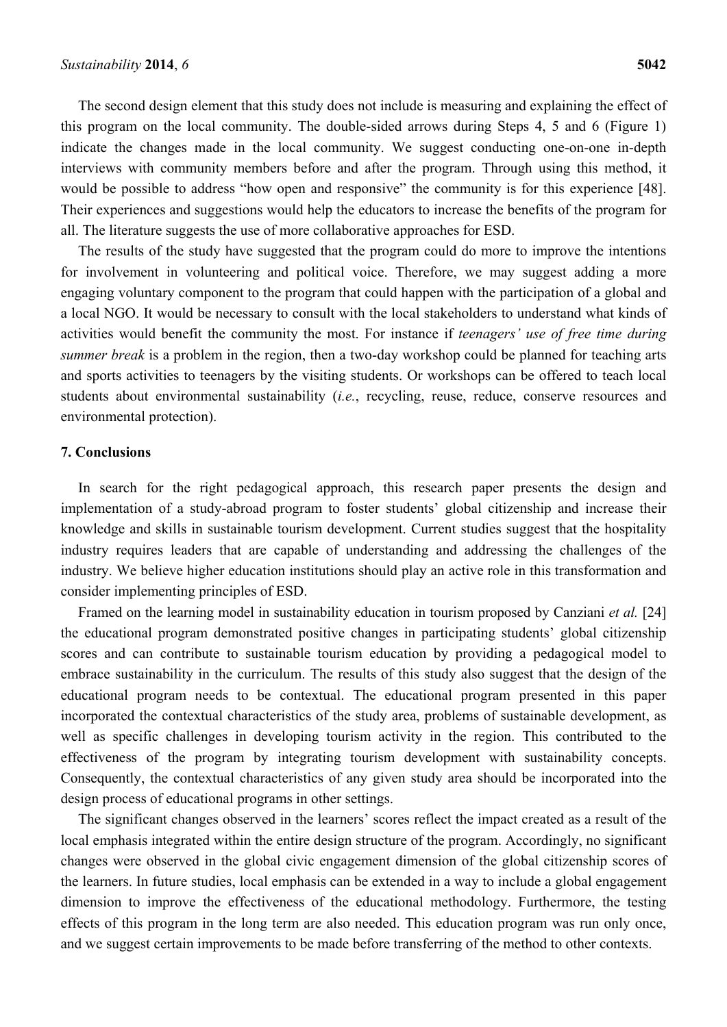The second design element that this study does not include is measuring and explaining the effect of this program on the local community. The double-sided arrows during Steps 4, 5 and 6 (Figure 1) indicate the changes made in the local community. We suggest conducting one-on-one in-depth interviews with community members before and after the program. Through using this method, it would be possible to address "how open and responsive" the community is for this experience [48]. Their experiences and suggestions would help the educators to increase the benefits of the program for all. The literature suggests the use of more collaborative approaches for ESD.

The results of the study have suggested that the program could do more to improve the intentions for involvement in volunteering and political voice. Therefore, we may suggest adding a more engaging voluntary component to the program that could happen with the participation of a global and a local NGO. It would be necessary to consult with the local stakeholders to understand what kinds of activities would benefit the community the most. For instance if *teenagers' use of free time during summer break* is a problem in the region, then a two-day workshop could be planned for teaching arts and sports activities to teenagers by the visiting students. Or workshops can be offered to teach local students about environmental sustainability (*i.e.*, recycling, reuse, reduce, conserve resources and environmental protection).

## 7. Conclusions

In search for the right pedagogical approach, this research paper presents the design and implementation of a study-abroad program to foster students' global citizenship and increase their knowledge and skills in sustainable tourism development. Current studies suggest that the hospitality industry requires leaders that are capable of understanding and addressing the challenges of the industry. We believe higher education institutions should play an active role in this transformation and consider implementing principles of ESD.

Framed on the learning model in sustainability education in tourism proposed by Canziani *et al.* [24] the educational program demonstrated positive changes in participating students' global citizenship scores and can contribute to sustainable tourism education by providing a pedagogical model to embrace sustainability in the curriculum. The results of this study also suggest that the design of the educational program needs to be contextual. The educational program presented in this paper incorporated the contextual characteristics of the study area, problems of sustainable development, as well as specific challenges in developing tourism activity in the region. This contributed to the effectiveness of the program by integrating tourism development with sustainability concepts. Consequently, the contextual characteristics of any given study area should be incorporated into the design process of educational programs in other settings.

The significant changes observed in the learners' scores reflect the impact created as a result of the local emphasis integrated within the entire design structure of the program. Accordingly, no significant changes were observed in the global civic engagement dimension of the global citizenship scores of the learners. In future studies, local emphasis can be extended in a way to include a global engagement dimension to improve the effectiveness of the educational methodology. Furthermore, the testing effects of this program in the long term are also needed. This education program was run only once, and we suggest certain improvements to be made before transferring of the method to other contexts.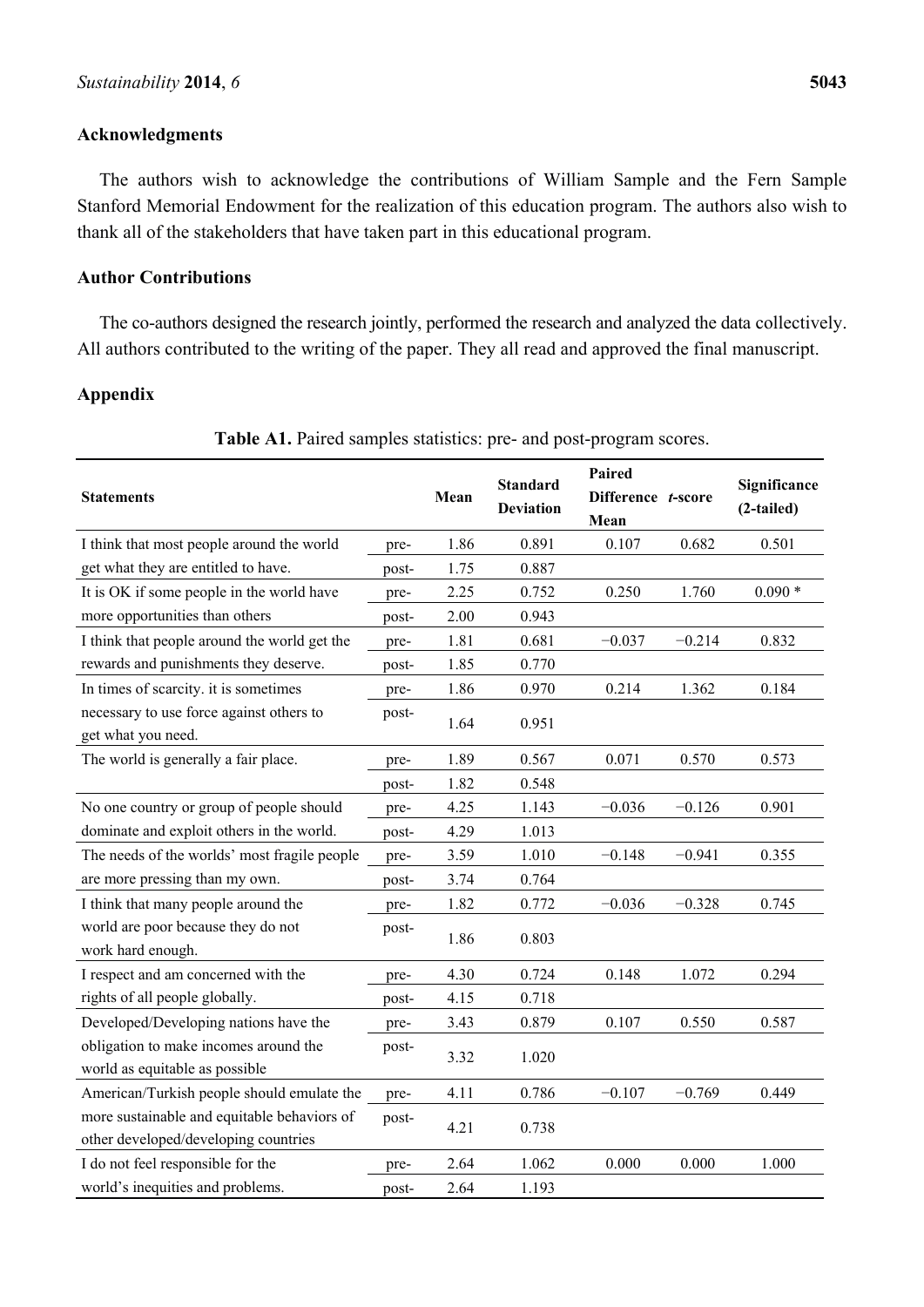## Acknowledgments

The authors wish to acknowledge the contributions of William Sample and the Fern Sample Stanford Memorial Endowment for the realization of this education program. The authors also wish to thank all of the stakeholders that have taken part in this educational program.

## Author Contributions

The co-authors designed the research jointly, performed the research and analyzed the data collectively. All authors contributed to the writing of the paper. They all read and approved the final manuscript.

## Appendix

**Table A1.** Paired samples statistics: pre- and post-program scores.

| Statements | | Mean | Standard Deviation | Paired Difference Mean | *t*-score | Significance (2-tailed) |
|---|---|---|---|---|---|---|
| I think that most people around the world get what they are entitled to have. | pre- | 1.86 | 0.891 | 0.107 | 0.682 | 0.501 |
| | post- | 1.75 | 0.887 | | | |
| It is OK if some people in the world have more opportunities than others | pre- | 2.25 | 0.752 | 0.250 | 1.760 | 0.090 * |
| | post- | 2.00 | 0.943 | | | |
| I think that people around the world get the rewards and punishments they deserve. | pre- | 1.81 | 0.681 | −0.037 | −0.214 | 0.832 |
| | post- | 1.85 | 0.770 | | | |
| In times of scarcity. it is sometimes necessary to use force against others to get what you need. | pre- | 1.86 | 0.970 | 0.214 | 1.362 | 0.184 |
| | post- | 1.64 | 0.951 | | | |
| The world is generally a fair place. | pre- | 1.89 | 0.567 | 0.071 | 0.570 | 0.573 |
| | post- | 1.82 | 0.548 | | | |
| No one country or group of people should dominate and exploit others in the world. | pre- | 4.25 | 1.143 | −0.036 | −0.126 | 0.901 |
| | post- | 4.29 | 1.013 | | | |
| The needs of the worlds' most fragile people are more pressing than my own. | pre- | 3.59 | 1.010 | −0.148 | −0.941 | 0.355 |
| | post- | 3.74 | 0.764 | | | |
| I think that many people around the world are poor because they do not work hard enough. | pre- | 1.82 | 0.772 | −0.036 | −0.328 | 0.745 |
| | post- | 1.86 | 0.803 | | | |
| I respect and am concerned with the rights of all people globally. | pre- | 4.30 | 0.724 | 0.148 | 1.072 | 0.294 |
| | post- | 4.15 | 0.718 | | | |
| Developed/Developing nations have the obligation to make incomes around the world as equitable as possible | pre- | 3.43 | 0.879 | 0.107 | 0.550 | 0.587 |
| | post- | 3.32 | 1.020 | | | |
| American/Turkish people should emulate the more sustainable and equitable behaviors of other developed/developing countries | pre- | 4.11 | 0.786 | −0.107 | −0.769 | 0.449 |
| | post- | 4.21 | 0.738 | | | |
| I do not feel responsible for the world's inequities and problems. | pre- | 2.64 | 1.062 | 0.000 | 0.000 | 1.000 |
| | post- | 2.64 | 1.193 | | | |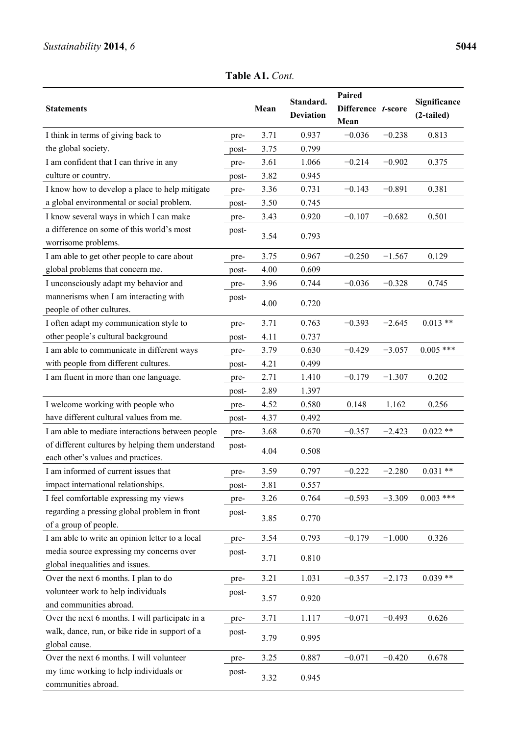**Table A1.** *Cont.*

| Statements | | Mean | Standard. Deviation | Paired Difference Mean | *t*-score | Significance (2-tailed) |
|---|---|---|---|---|---|---|
| I think in terms of giving back to the global society. | pre- | 3.71 | 0.937 | −0.036 | −0.238 | 0.813 |
| | post- | 3.75 | 0.799 | | | |
| I am confident that I can thrive in any culture or country. | pre- | 3.61 | 1.066 | −0.214 | −0.902 | 0.375 |
| | post- | 3.82 | 0.945 | | | |
| I know how to develop a place to help mitigate a global environmental or social problem. | pre- | 3.36 | 0.731 | −0.143 | −0.891 | 0.381 |
| | post- | 3.50 | 0.745 | | | |
| I know several ways in which I can make a difference on some of this world's most worrisome problems. | pre- | 3.43 | 0.920 | −0.107 | −0.682 | 0.501 |
| | post- | 3.54 | 0.793 | | | |
| I am able to get other people to care about global problems that concern me. | pre- | 3.75 | 0.967 | −0.250 | −1.567 | 0.129 |
| | post- | 4.00 | 0.609 | | | |
| I unconsciously adapt my behavior and mannerisms when I am interacting with people of other cultures. | pre- | 3.96 | 0.744 | −0.036 | −0.328 | 0.745 |
| | post- | 4.00 | 0.720 | | | |
| I often adapt my communication style to other people's cultural background | pre- | 3.71 | 0.763 | −0.393 | −2.645 | 0.013 ** |
| | post- | 4.11 | 0.737 | | | |
| I am able to communicate in different ways with people from different cultures. | pre- | 3.79 | 0.630 | −0.429 | −3.057 | 0.005 *** |
| | post- | 4.21 | 0.499 | | | |
| I am fluent in more than one language. | pre- | 2.71 | 1.410 | −0.179 | −1.307 | 0.202 |
| | post- | 2.89 | 1.397 | | | |
| I welcome working with people who have different cultural values from me. | pre- | 4.52 | 0.580 | 0.148 | 1.162 | 0.256 |
| | post- | 4.37 | 0.492 | | | |
| I am able to mediate interactions between people of different cultures by helping them understand each other's values and practices. | pre- | 3.68 | 0.670 | −0.357 | −2.423 | 0.022 ** |
| | post- | 4.04 | 0.508 | | | |
| I am informed of current issues that impact international relationships. | pre- | 3.59 | 0.797 | −0.222 | −2.280 | 0.031 ** |
| | post- | 3.81 | 0.557 | | | |
| I feel comfortable expressing my views regarding a pressing global problem in front of a group of people. | pre- | 3.26 | 0.764 | −0.593 | −3.309 | 0.003 *** |
| | post- | 3.85 | 0.770 | | | |
| I am able to write an opinion letter to a local media source expressing my concerns over global inequalities and issues. | pre- | 3.54 | 0.793 | −0.179 | −1.000 | 0.326 |
| | post- | 3.71 | 0.810 | | | |
| Over the next 6 months. I plan to do volunteer work to help individuals and communities abroad. | pre- | 3.21 | 1.031 | −0.357 | −2.173 | 0.039 ** |
| | post- | 3.57 | 0.920 | | | |
| Over the next 6 months. I will participate in a walk, dance, run, or bike ride in support of a global cause. | pre- | 3.71 | 1.117 | −0.071 | −0.493 | 0.626 |
| | post- | 3.79 | 0.995 | | | |
| Over the next 6 months. I will volunteer my time working to help individuals or communities abroad. | pre- | 3.25 | 0.887 | −0.071 | −0.420 | 0.678 |
| | post- | 3.32 | 0.945 | | | |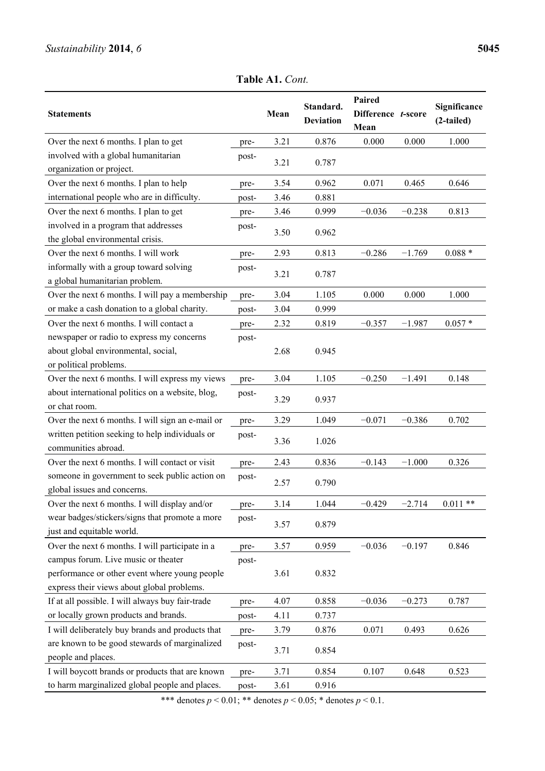**Table A1.** *Cont.*

| Statements | | Mean | Standard. Deviation | Paired Difference Mean | *t*-score | Significance (2-tailed) |
|---|---|---|---|---|---|---|
| Over the next 6 months. I plan to get involved with a global humanitarian organization or project. | pre- | 3.21 | 0.876 | 0.000 | 0.000 | 1.000 |
| | post- | 3.21 | 0.787 | | | |
| Over the next 6 months. I plan to help international people who are in difficulty. | pre- | 3.54 | 0.962 | 0.071 | 0.465 | 0.646 |
| | post- | 3.46 | 0.881 | | | |
| Over the next 6 months. I plan to get involved in a program that addresses the global environmental crisis. | pre- | 3.46 | 0.999 | −0.036 | −0.238 | 0.813 |
| | post- | 3.50 | 0.962 | | | |
| Over the next 6 months. I will work informally with a group toward solving a global humanitarian problem. | pre- | 2.93 | 0.813 | −0.286 | −1.769 | 0.088 * |
| | post- | 3.21 | 0.787 | | | |
| Over the next 6 months. I will pay a membership or make a cash donation to a global charity. | pre- | 3.04 | 1.105 | 0.000 | 0.000 | 1.000 |
| | post- | 3.04 | 0.999 | | | |
| Over the next 6 months. I will contact a newspaper or radio to express my concerns about global environmental, social, or political problems. | pre- | 2.32 | 0.819 | −0.357 | −1.987 | 0.057 * |
| | post- | 2.68 | 0.945 | | | |
| Over the next 6 months. I will express my views about international politics on a website, blog, or chat room. | pre- | 3.04 | 1.105 | −0.250 | −1.491 | 0.148 |
| | post- | 3.29 | 0.937 | | | |
| Over the next 6 months. I will sign an e-mail or written petition seeking to help individuals or communities abroad. | pre- | 3.29 | 1.049 | −0.071 | −0.386 | 0.702 |
| | post- | 3.36 | 1.026 | | | |
| Over the next 6 months. I will contact or visit someone in government to seek public action on global issues and concerns. | pre- | 2.43 | 0.836 | −0.143 | −1.000 | 0.326 |
| | post- | 2.57 | 0.790 | | | |
| Over the next 6 months. I will display and/or wear badges/stickers/signs that promote a more just and equitable world. | pre- | 3.14 | 1.044 | −0.429 | −2.714 | 0.011 ** |
| | post- | 3.57 | 0.879 | | | |
| Over the next 6 months. I will participate in a campus forum. Live music or theater performance or other event where young people express their views about global problems. | pre- | 3.57 | 0.959 | −0.036 | −0.197 | 0.846 |
| | post- | 3.61 | 0.832 | | | |
| If at all possible. I will always buy fair-trade or locally grown products and brands. | pre- | 4.07 | 0.858 | −0.036 | −0.273 | 0.787 |
| | post- | 4.11 | 0.737 | | | |
| I will deliberately buy brands and products that are known to be good stewards of marginalized people and places. | pre- | 3.79 | 0.876 | 0.071 | 0.493 | 0.626 |
| | post- | 3.71 | 0.854 | | | |
| I will boycott brands or products that are known to harm marginalized global people and places. | pre- | 3.71 | 0.854 | 0.107 | 0.648 | 0.523 |
| | post- | 3.61 | 0.916 | | | |

*** denotes $p < 0.01$; ** denotes $p < 0.05$; * denotes $p < 0.1$.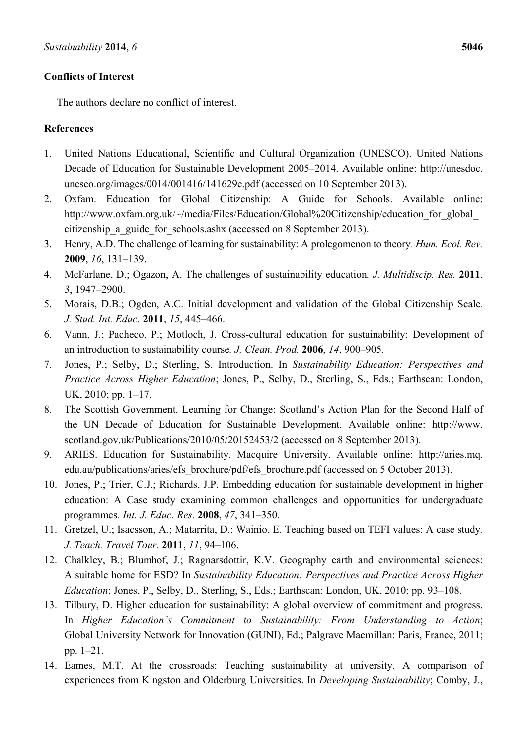## Conflicts of Interest

The authors declare no conflict of interest.

## References

1. United Nations Educational, Scientific and Cultural Organization (UNESCO). United Nations Decade of Education for Sustainable Development 2005–2014. Available online: http://unesdoc.unesco.org/images/0014/001416/141629e.pdf (accessed on 10 September 2013).
2. Oxfam. Education for Global Citizenship: A Guide for Schools. Available online: http://www.oxfam.org.uk/~/media/Files/Education/Global%20Citizenship/education_for_global_citizenship_a_guide_for_schools.ashx (accessed on 8 September 2013).
3. Henry, A.D. The challenge of learning for sustainability: A prolegomenon to theory. *Hum. Ecol. Rev.* **2009**, *16*, 131–139.
4. McFarlane, D.; Ogazon, A. The challenges of sustainability education*. J. Multidiscip. Res.* **2011**, *3*, 1947–2900.
5. Morais, D.B.; Ogden, A.C. Initial development and validation of the Global Citizenship Scale*. J. Stud. Int. Educ.* **2011**, *15*, 445–466.
6. Vann, J.; Pacheco, P.; Motloch, J. Cross-cultural education for sustainability: Development of an introduction to sustainability course*. J. Clean. Prod.* **2006**, *14*, 900–905.
7. Jones, P.; Selby, D.; Sterling, S. Introduction. In *Sustainability Education: Perspectives and Practice Across Higher Education*; Jones, P., Selby, D., Sterling, S., Eds.; Earthscan: London, UK, 2010; pp. 1–17.
8. The Scottish Government. Learning for Change: Scotland's Action Plan for the Second Half of the UN Decade of Education for Sustainable Development. Available online: http://www.scotland.gov.uk/Publications/2010/05/20152453/2 (accessed on 8 September 2013).
9. ARIES. Education for Sustainability. Macquire University. Available online: http://aries.mq.edu.au/publications/aries/efs_brochure/pdf/efs_brochure.pdf (accessed on 5 October 2013).
10. Jones, P.; Trier, C.J.; Richards, J.P. Embedding education for sustainable development in higher education: A Case study examining common challenges and opportunities for undergraduate programmes*. Int. J. Educ. Res.* **2008**, *47*, 341–350.
11. Gretzel, U.; Isacsson, A.; Matarrita, D.; Wainio, E. Teaching based on TEFI values: A case study*. J. Teach. Travel Tour.* **2011**, *11*, 94–106.
12. Chalkley, B.; Blumhof, J.; Ragnarsdottir, K.V. Geography earth and environmental sciences: A suitable home for ESD? In *Sustainability Education: Perspectives and Practice Across Higher Education*; Jones, P., Selby, D., Sterling, S., Eds.; Earthscan: London, UK, 2010; pp. 93–108.
13. Tilbury, D. Higher education for sustainability: A global overview of commitment and progress. In *Higher Education's Commitment to Sustainability: From Understanding to Action*; Global University Network for Innovation (GUNI), Ed.; Palgrave Macmillan: Paris, France, 2011; pp. 1–21.
14. Eames, M.T. At the crossroads: Teaching sustainability at university. A comparison of experiences from Kingston and Olderburg Universities. In *Developing Sustainability*; Comby, J.,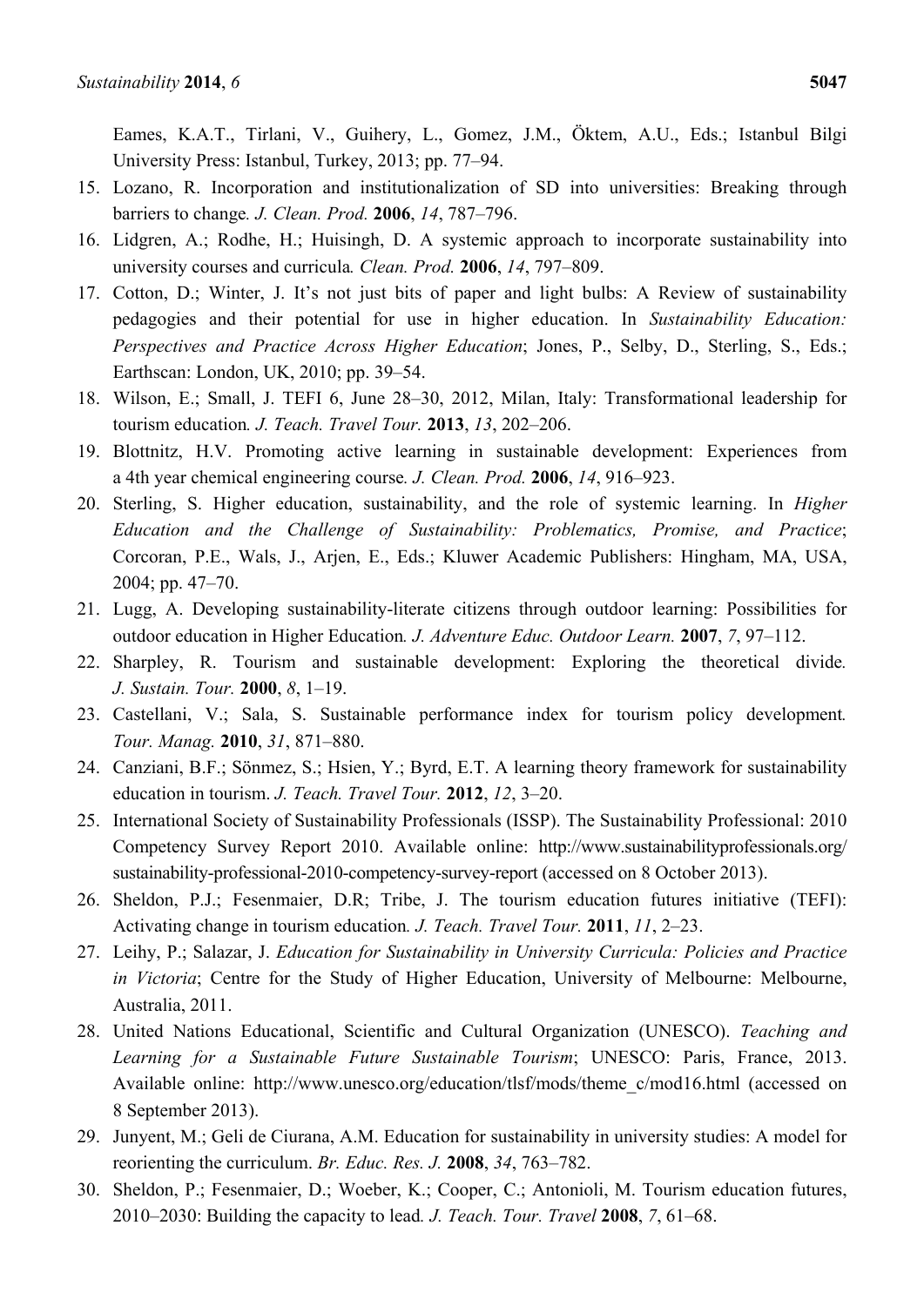Eames, K.A.T., Tirlani, V., Guihery, L., Gomez, J.M., Öktem, A.U., Eds.; Istanbul Bilgi University Press: Istanbul, Turkey, 2013; pp. 77–94.

15. Lozano, R. Incorporation and institutionalization of SD into universities: Breaking through barriers to change. *J. Clean. Prod.* **2006**, *14*, 787–796.
16. Lidgren, A.; Rodhe, H.; Huisingh, D. A systemic approach to incorporate sustainability into university courses and curricula. *Clean. Prod.* **2006**, *14*, 797–809.
17. Cotton, D.; Winter, J. It's not just bits of paper and light bulbs: A Review of sustainability pedagogies and their potential for use in higher education. In *Sustainability Education: Perspectives and Practice Across Higher Education*; Jones, P., Selby, D., Sterling, S., Eds.; Earthscan: London, UK, 2010; pp. 39–54.
18. Wilson, E.; Small, J. TEFI 6, June 28–30, 2012, Milan, Italy: Transformational leadership for tourism education. *J. Teach. Travel Tour.* **2013**, *13*, 202–206.
19. Blottnitz, H.V. Promoting active learning in sustainable development: Experiences from a 4th year chemical engineering course. *J. Clean. Prod.* **2006**, *14*, 916–923.
20. Sterling, S. Higher education, sustainability, and the role of systemic learning. In *Higher Education and the Challenge of Sustainability: Problematics, Promise, and Practice*; Corcoran, P.E., Wals, J., Arjen, E., Eds.; Kluwer Academic Publishers: Hingham, MA, USA, 2004; pp. 47–70.
21. Lugg, A. Developing sustainability-literate citizens through outdoor learning: Possibilities for outdoor education in Higher Education. *J. Adventure Educ. Outdoor Learn.* **2007**, *7*, 97–112.
22. Sharpley, R. Tourism and sustainable development: Exploring the theoretical divide. *J. Sustain. Tour.* **2000**, *8*, 1–19.
23. Castellani, V.; Sala, S. Sustainable performance index for tourism policy development. *Tour. Manag.* **2010**, *31*, 871–880.
24. Canziani, B.F.; Sönmez, S.; Hsien, Y.; Byrd, E.T. A learning theory framework for sustainability education in tourism. *J. Teach. Travel Tour.* **2012**, *12*, 3–20.
25. International Society of Sustainability Professionals (ISSP). The Sustainability Professional: 2010 Competency Survey Report 2010. Available online: http://www.sustainabilityprofessionals.org/sustainability-professional-2010-competency-survey-report (accessed on 8 October 2013).
26. Sheldon, P.J.; Fesenmaier, D.R; Tribe, J. The tourism education futures initiative (TEFI): Activating change in tourism education. *J. Teach. Travel Tour.* **2011**, *11*, 2–23.
27. Leihy, P.; Salazar, J. *Education for Sustainability in University Curricula: Policies and Practice in Victoria*; Centre for the Study of Higher Education, University of Melbourne: Melbourne, Australia, 2011.
28. United Nations Educational, Scientific and Cultural Organization (UNESCO). *Teaching and Learning for a Sustainable Future Sustainable Tourism*; UNESCO: Paris, France, 2013. Available online: http://www.unesco.org/education/tlsf/mods/theme_c/mod16.html (accessed on 8 September 2013).
29. Junyent, M.; Geli de Ciurana, A.M. Education for sustainability in university studies: A model for reorienting the curriculum. *Br. Educ. Res. J.* **2008**, *34*, 763–782.
30. Sheldon, P.; Fesenmaier, D.; Woeber, K.; Cooper, C.; Antonioli, M. Tourism education futures, 2010–2030: Building the capacity to lead. *J. Teach. Tour. Travel* **2008**, *7*, 61–68.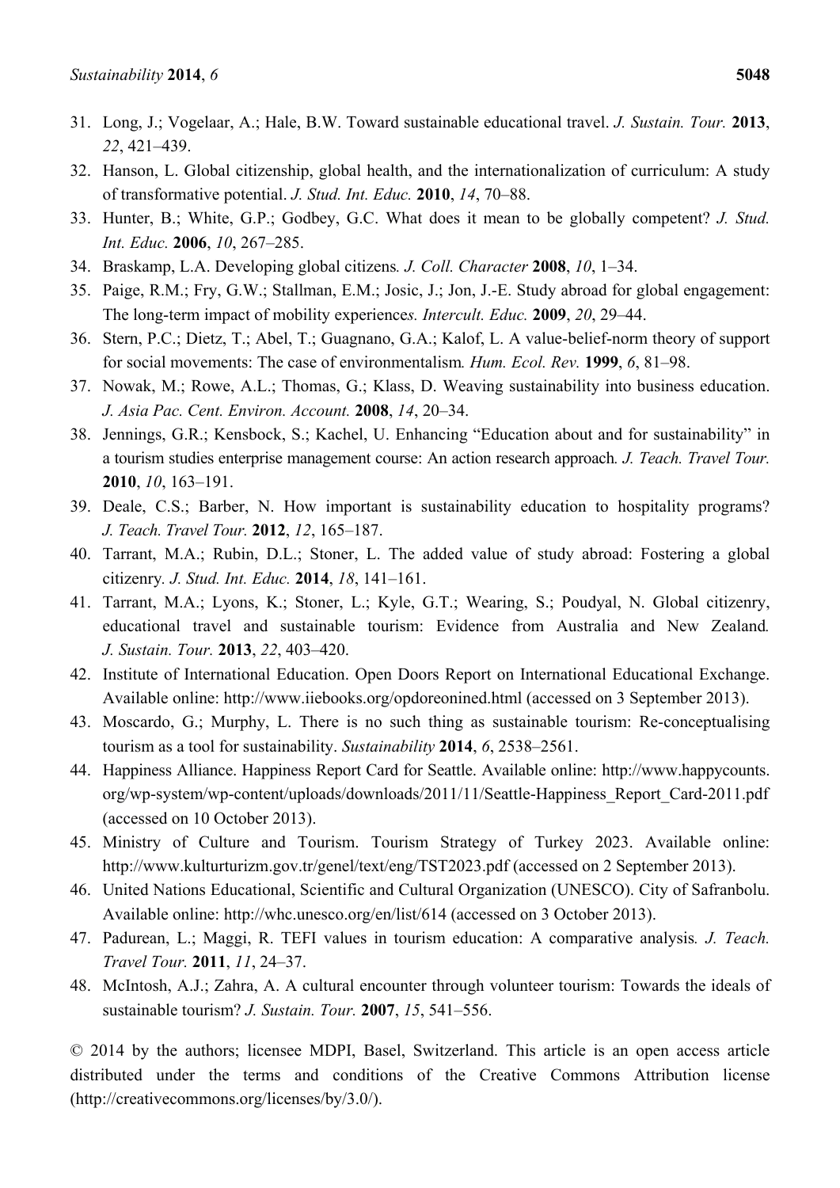31. Long, J.; Vogelaar, A.; Hale, B.W. Toward sustainable educational travel. *J. Sustain. Tour.* **2013**, *22*, 421–439.
32. Hanson, L. Global citizenship, global health, and the internationalization of curriculum: A study of transformative potential. *J. Stud. Int. Educ.* **2010**, *14*, 70–88.
33. Hunter, B.; White, G.P.; Godbey, G.C. What does it mean to be globally competent? *J. Stud. Int. Educ.* **2006**, *10*, 267–285.
34. Braskamp, L.A. Developing global citizens. *J. Coll. Character* **2008**, *10*, 1–34.
35. Paige, R.M.; Fry, G.W.; Stallman, E.M.; Josic, J.; Jon, J.-E. Study abroad for global engagement: The long-term impact of mobility experiences. *Intercult. Educ.* **2009**, *20*, 29–44.
36. Stern, P.C.; Dietz, T.; Abel, T.; Guagnano, G.A.; Kalof, L. A value-belief-norm theory of support for social movements: The case of environmentalism. *Hum. Ecol. Rev.* **1999**, *6*, 81–98.
37. Nowak, M.; Rowe, A.L.; Thomas, G.; Klass, D. Weaving sustainability into business education. *J. Asia Pac. Cent. Environ. Account.* **2008**, *14*, 20–34.
38. Jennings, G.R.; Kensbock, S.; Kachel, U. Enhancing "Education about and for sustainability" in a tourism studies enterprise management course: An action research approach. *J. Teach. Travel Tour.* **2010**, *10*, 163–191.
39. Deale, C.S.; Barber, N. How important is sustainability education to hospitality programs? *J. Teach. Travel Tour.* **2012**, *12*, 165–187.
40. Tarrant, M.A.; Rubin, D.L.; Stoner, L. The added value of study abroad: Fostering a global citizenry. *J. Stud. Int. Educ.* **2014**, *18*, 141–161.
41. Tarrant, M.A.; Lyons, K.; Stoner, L.; Kyle, G.T.; Wearing, S.; Poudyal, N. Global citizenry, educational travel and sustainable tourism: Evidence from Australia and New Zealand. *J. Sustain. Tour.* **2013**, *22*, 403–420.
42. Institute of International Education. Open Doors Report on International Educational Exchange. Available online: http://www.iiebooks.org/opdoreonined.html (accessed on 3 September 2013).
43. Moscardo, G.; Murphy, L. There is no such thing as sustainable tourism: Re-conceptualising tourism as a tool for sustainability. *Sustainability* **2014**, *6*, 2538–2561.
44. Happiness Alliance. Happiness Report Card for Seattle. Available online: http://www.happycounts.org/wp-system/wp-content/uploads/downloads/2011/11/Seattle-Happiness_Report_Card-2011.pdf (accessed on 10 October 2013).
45. Ministry of Culture and Tourism. Tourism Strategy of Turkey 2023. Available online: http://www.kulturturizm.gov.tr/genel/text/eng/TST2023.pdf (accessed on 2 September 2013).
46. United Nations Educational, Scientific and Cultural Organization (UNESCO). City of Safranbolu. Available online: http://whc.unesco.org/en/list/614 (accessed on 3 October 2013).
47. Padurean, L.; Maggi, R. TEFI values in tourism education: A comparative analysis. *J. Teach. Travel Tour.* **2011**, *11*, 24–37.
48. McIntosh, A.J.; Zahra, A. A cultural encounter through volunteer tourism: Towards the ideals of sustainable tourism? *J. Sustain. Tour.* **2007**, *15*, 541–556.

© 2014 by the authors; licensee MDPI, Basel, Switzerland. This article is an open access article distributed under the terms and conditions of the Creative Commons Attribution license (http://creativecommons.org/licenses/by/3.0/).